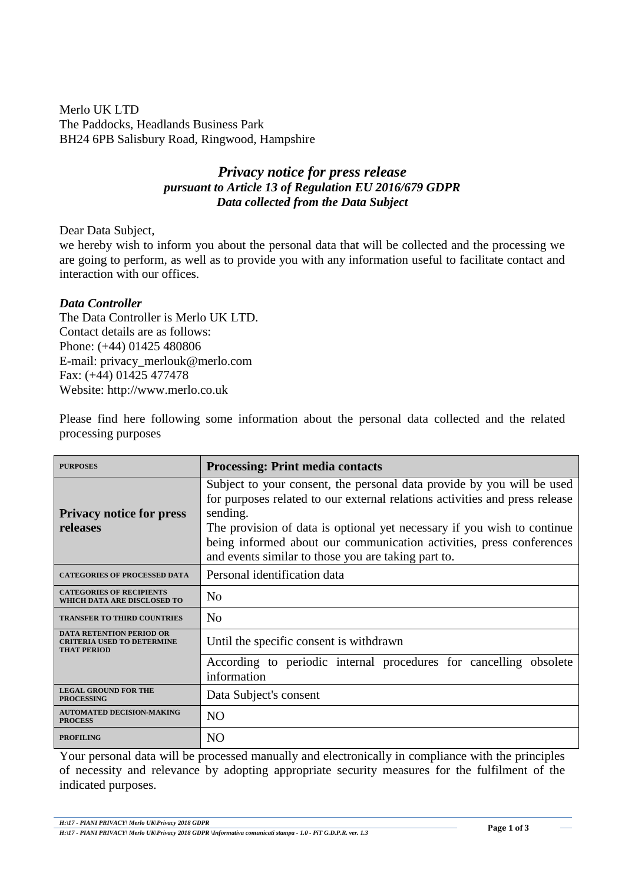Merlo UK LTD
The Paddocks, Headlands Business Park
BH24 6PB Salisbury Road, Ringwood, Hampshire

## *Privacy notice for press release*
### *pursuant to Article 13 of Regulation EU 2016/679 GDPR*
### *Data collected from the Data Subject*

Dear Data Subject,
we hereby wish to inform you about the personal data that will be collected and the processing we are going to perform, as well as to provide you with any information useful to facilitate contact and interaction with our offices.

***Data Controller***
The Data Controller is Merlo UK LTD.
Contact details are as follows:
Phone: (+44) 01425 480806
E-mail: privacy_merlouk@merlo.com
Fax: (+44) 01425 477478
Website: http://www.merlo.co.uk

Please find here following some information about the personal data collected and the related processing purposes

| PURPOSES | **Processing: Print media contacts** |
|---|---|
| **Privacy notice for press releases** | Subject to your consent, the personal data provide by you will be used for purposes related to our external relations activities and press release sending.<br>The provision of data is optional yet necessary if you wish to continue being informed about our communication activities, press conferences and events similar to those you are taking part to. |
| CATEGORIES OF PROCESSED DATA | Personal identification data |
| CATEGORIES OF RECIPIENTS WHICH DATA ARE DISCLOSED TO | No |
| TRANSFER TO THIRD COUNTRIES | No |
| DATA RETENTION PERIOD OR CRITERIA USED TO DETERMINE THAT PERIOD | Until the specific consent is withdrawn |
| | According to periodic internal procedures for cancelling obsolete information |
| LEGAL GROUND FOR THE PROCESSING | Data Subject's consent |
| AUTOMATED DECISION-MAKING PROCESS | NO |
| PROFILING | NO |

Your personal data will be processed manually and electronically in compliance with the principles of necessity and relevance by adopting appropriate security measures for the fulfilment of the indicated purposes.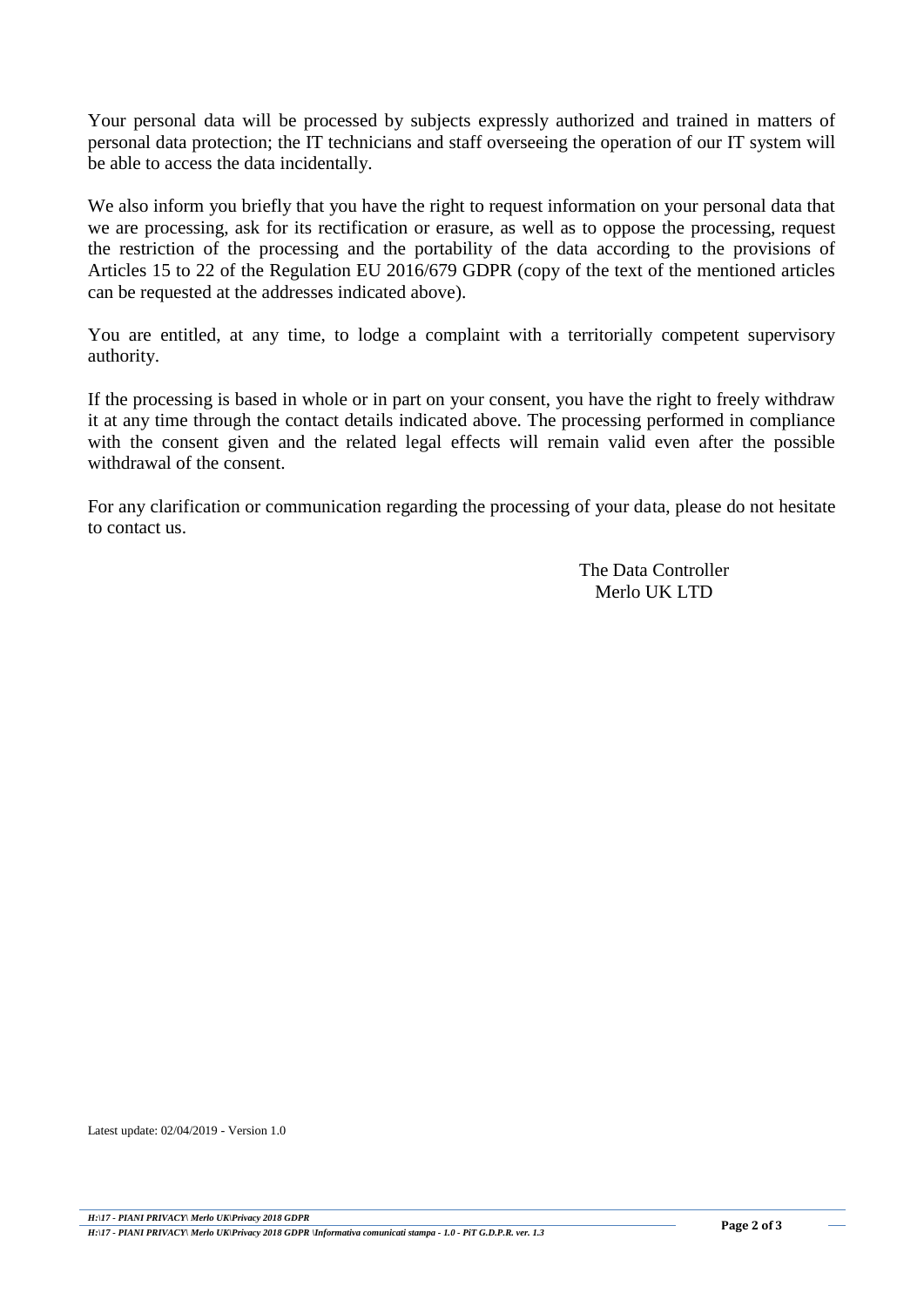Your personal data will be processed by subjects expressly authorized and trained in matters of personal data protection; the IT technicians and staff overseeing the operation of our IT system will be able to access the data incidentally.

We also inform you briefly that you have the right to request information on your personal data that we are processing, ask for its rectification or erasure, as well as to oppose the processing, request the restriction of the processing and the portability of the data according to the provisions of Articles 15 to 22 of the Regulation EU 2016/679 GDPR (copy of the text of the mentioned articles can be requested at the addresses indicated above).

You are entitled, at any time, to lodge a complaint with a territorially competent supervisory authority.

If the processing is based in whole or in part on your consent, you have the right to freely withdraw it at any time through the contact details indicated above. The processing performed in compliance with the consent given and the related legal effects will remain valid even after the possible withdrawal of the consent.

For any clarification or communication regarding the processing of your data, please do not hesitate to contact us.

The Data Controller
Merlo UK LTD

Latest update: 02/04/2019 - Version 1.0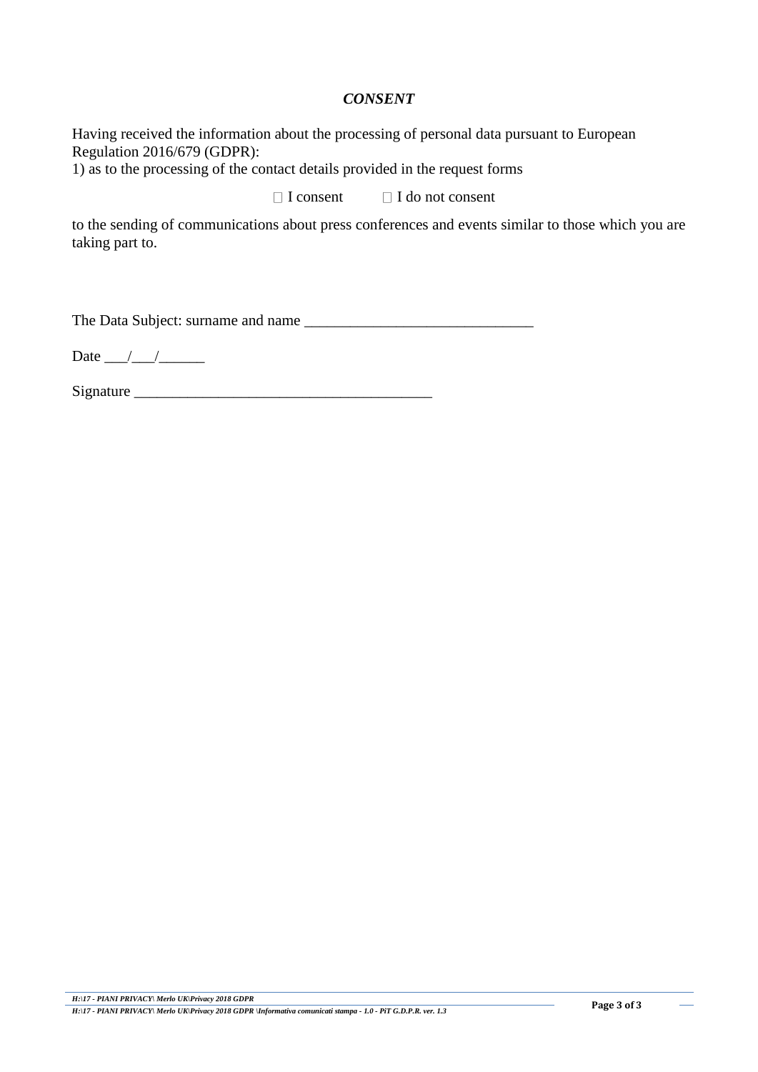***CONSENT***

Having received the information about the processing of personal data pursuant to European Regulation 2016/679 (GDPR):
1) as to the processing of the contact details provided in the request forms

□ I consent □ I do not consent

to the sending of communications about press conferences and events similar to those which you are taking part to.

The Data Subject: surname and name _____________________________

Date ___/___/______

Signature ______________________________________